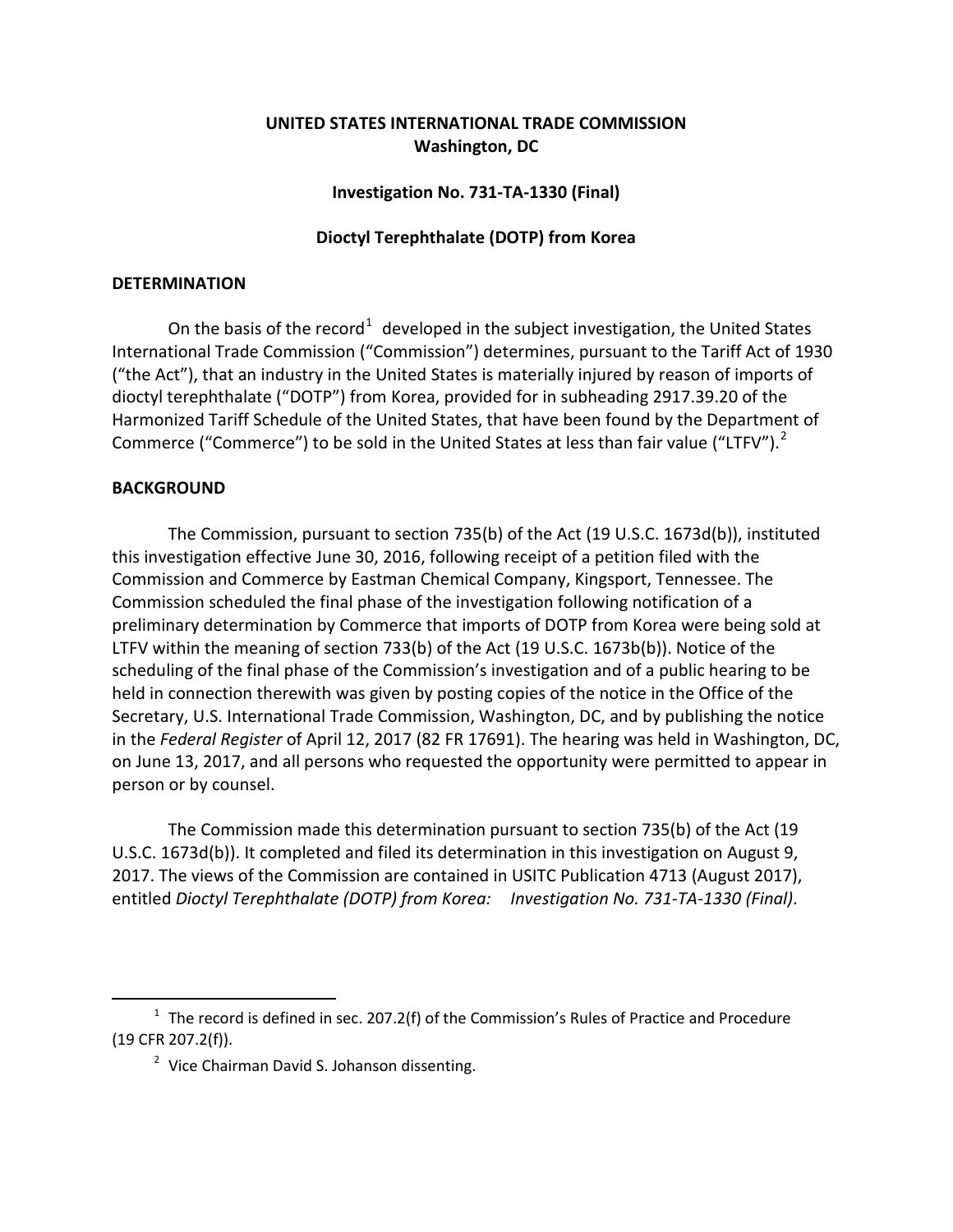# UNITED STATES INTERNATIONAL TRADE COMMISSION
## Washington, DC

### Investigation No. 731-TA-1330 (Final)

### Dioctyl Terephthalate (DOTP) from Korea

**DETERMINATION**

On the basis of the record[1] developed in the subject investigation, the United States International Trade Commission ("Commission") determines, pursuant to the Tariff Act of 1930 ("the Act"), that an industry in the United States is materially injured by reason of imports of dioctyl terephthalate ("DOTP") from Korea, provided for in subheading 2917.39.20 of the Harmonized Tariff Schedule of the United States, that have been found by the Department of Commerce ("Commerce") to be sold in the United States at less than fair value ("LTFV").[2]

**BACKGROUND**

The Commission, pursuant to section 735(b) of the Act (19 U.S.C. 1673d(b)), instituted this investigation effective June 30, 2016, following receipt of a petition filed with the Commission and Commerce by Eastman Chemical Company, Kingsport, Tennessee. The Commission scheduled the final phase of the investigation following notification of a preliminary determination by Commerce that imports of DOTP from Korea were being sold at LTFV within the meaning of section 733(b) of the Act (19 U.S.C. 1673b(b)). Notice of the scheduling of the final phase of the Commission's investigation and of a public hearing to be held in connection therewith was given by posting copies of the notice in the Office of the Secretary, U.S. International Trade Commission, Washington, DC, and by publishing the notice in the *Federal Register* of April 12, 2017 (82 FR 17691). The hearing was held in Washington, DC, on June 13, 2017, and all persons who requested the opportunity were permitted to appear in person or by counsel.

The Commission made this determination pursuant to section 735(b) of the Act (19 U.S.C. 1673d(b)). It completed and filed its determination in this investigation on August 9, 2017. The views of the Commission are contained in USITC Publication 4713 (August 2017), entitled *Dioctyl Terephthalate (DOTP) from Korea: Investigation No. 731-TA-1330 (Final)*.

---

[1] The record is defined in sec. 207.2(f) of the Commission's Rules of Practice and Procedure (19 CFR 207.2(f)).

[2] Vice Chairman David S. Johanson dissenting.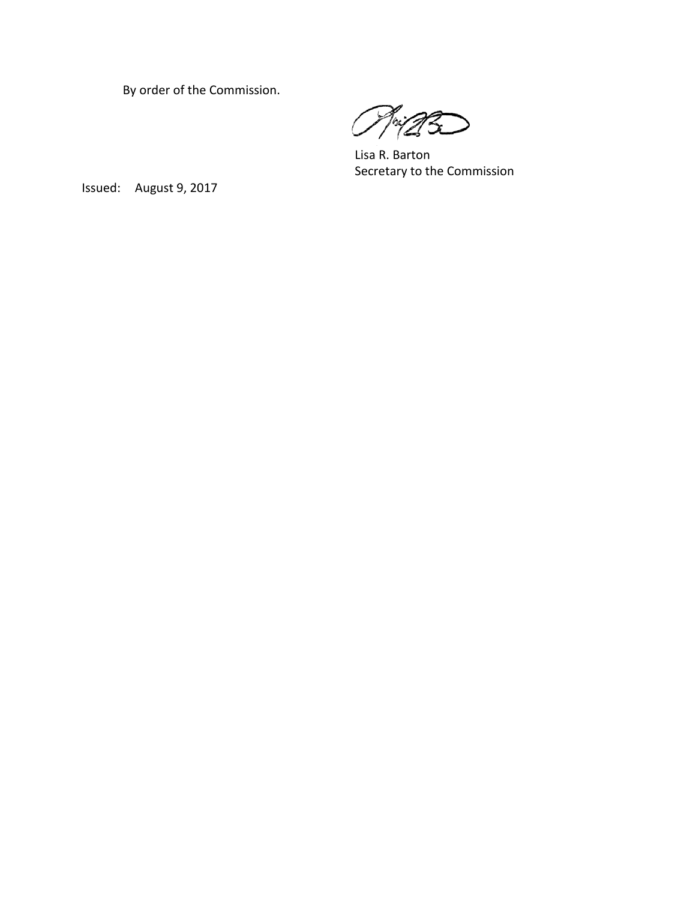By order of the Commission.

Lisa R. Barton
Secretary to the Commission

Issued: August 9, 2017